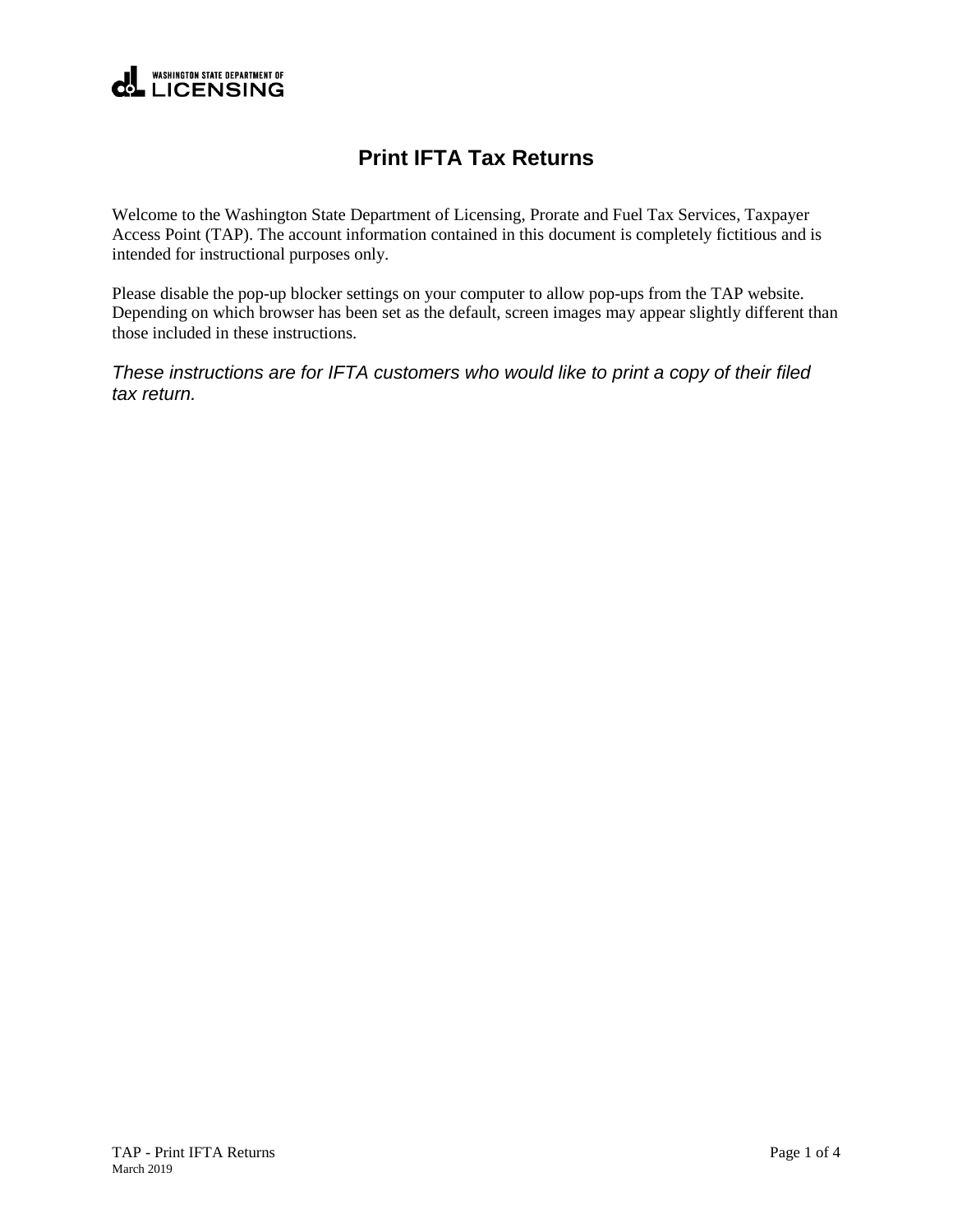WASHINGTON STATE DEPARTMENT OF LICENSING

# Print IFTA Tax Returns

Welcome to the Washington State Department of Licensing, Prorate and Fuel Tax Services, Taxpayer Access Point (TAP). The account information contained in this document is completely fictitious and is intended for instructional purposes only.

Please disable the pop-up blocker settings on your computer to allow pop-ups from the TAP website. Depending on which browser has been set as the default, screen images may appear slightly different than those included in these instructions.

*These instructions are for IFTA customers who would like to print a copy of their filed tax return.*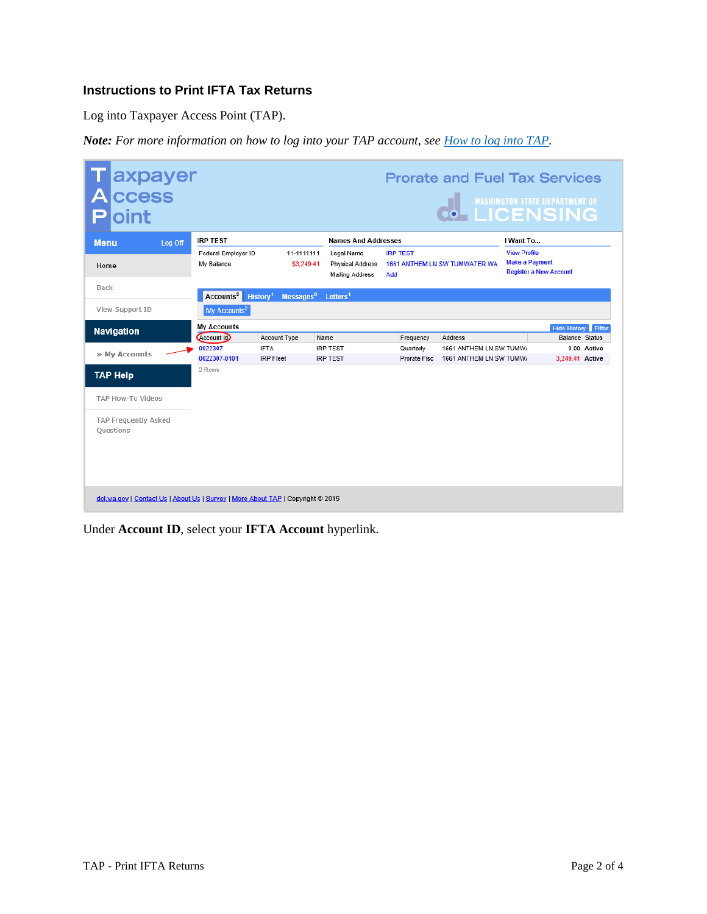### Instructions to Print IFTA Tax Returns

Log into Taxpayer Access Point (TAP).

***Note:** For more information on how to log into your TAP account, see [How to log into TAP](#).*

Under **Account ID**, select your **IFTA Account** hyperlink.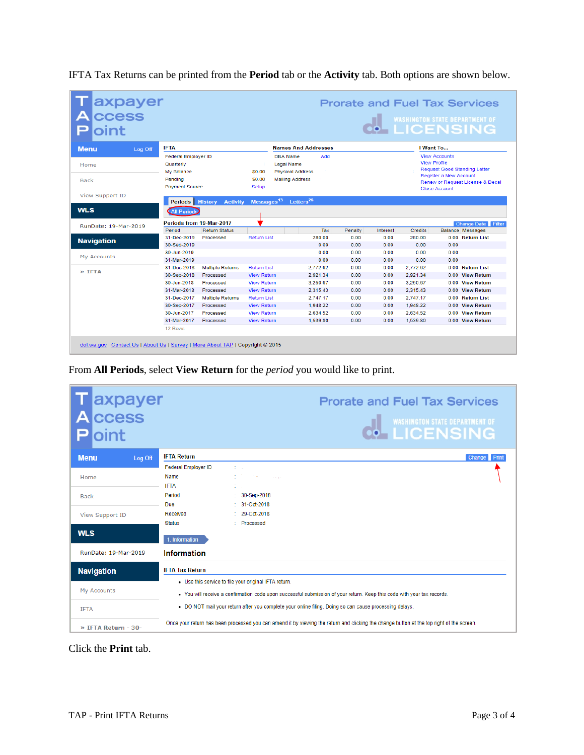IFTA Tax Returns can be printed from the **Period** tab or the **Activity** tab. Both options are shown below.

From **All Periods**, select **View Return** for the *period* you would like to print.

Click the **Print** tab.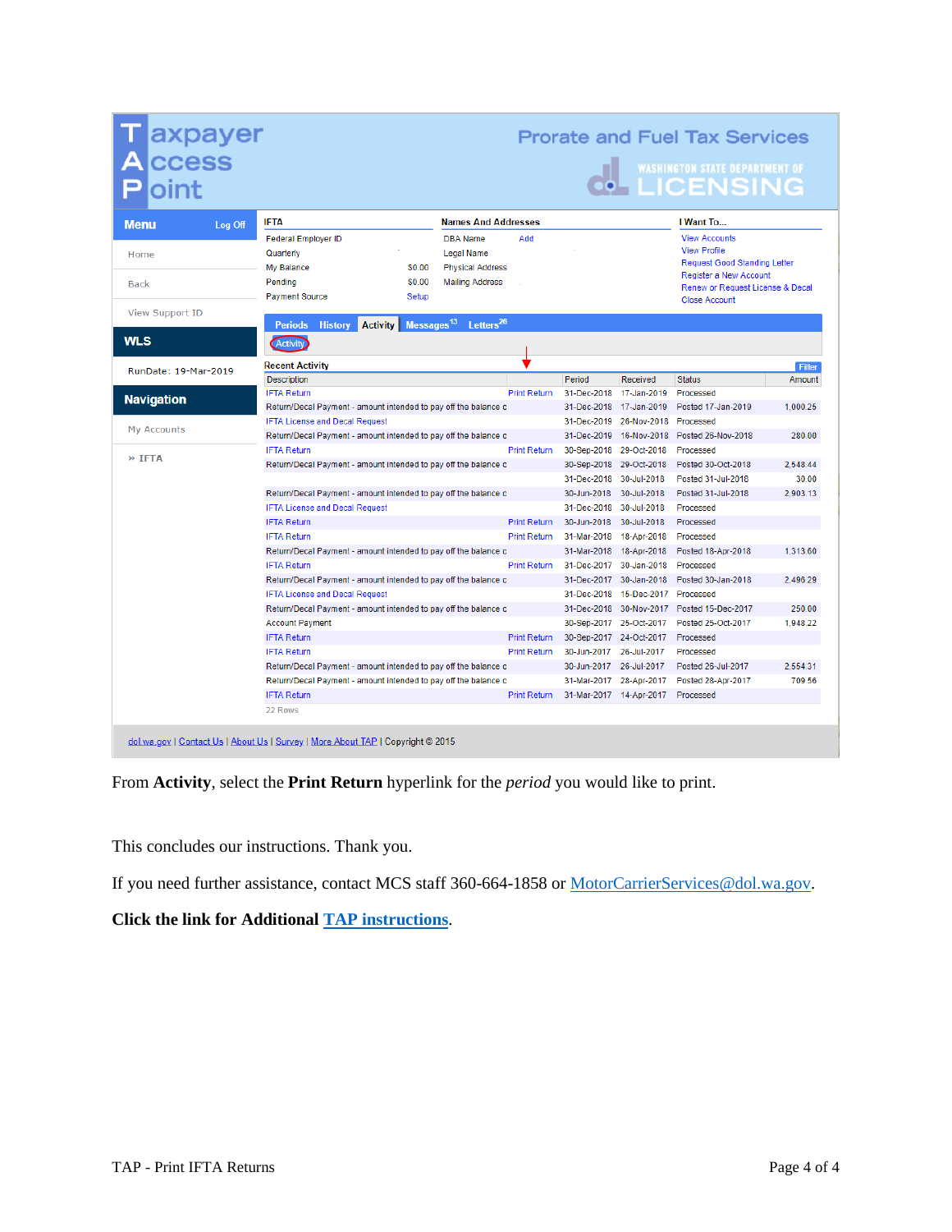Taxpayer Access Point

Prorate and Fuel Tax Services

WASHINGTON STATE DEPARTMENT OF LICENSING

Menu Log Off

Home

Back

View Support ID

WLS

RunDate: 19-Mar-2019

Navigation

My Accounts

» IFTA

| IFTA | | |
|---|---|---|
| Federal Employer ID | | |
| Quarterly | | |
| My Balance | $0.00 | |
| Pending | $0.00 | |
| Payment Source | Setup | |

| Names And Addresses | |
|---|---|
| DBA Name | Add |
| Legal Name | |
| Physical Address | |
| Mailing Address | |

I Want To...

- View Accounts
- View Profile
- Request Good Standing Letter
- Register a New Account
- Renew or Request License & Decal
- Close Account

Periods | History | Activity | Messages [13] | Letters [26]

Activity

Recent Activity

Filter

| Description | | Period | Received | Status | Amount |
|---|---|---|---|---|---|
| IFTA Return | Print Return | 31-Dec-2018 | 17-Jan-2019 | Processed | |
| Return/Decal Payment - amount intended to pay off the balance c | | 31-Dec-2018 | 17-Jan-2019 | Posted 17-Jan-2019 | 1,000.25 |
| IFTA License and Decal Request | | 31-Dec-2019 | 26-Nov-2018 | Processed | |
| Return/Decal Payment - amount intended to pay off the balance c | | 31-Dec-2019 | 16-Nov-2018 | Posted 26-Nov-2018 | 280.00 |
| IFTA Return | Print Return | 30-Sep-2018 | 29-Oct-2018 | Processed | |
| Return/Decal Payment - amount intended to pay off the balance c | | 30-Sep-2018 | 29-Oct-2018 | Posted 30-Oct-2018 | 2,548.44 |
| | | 31-Dec-2018 | 30-Jul-2018 | Posted 31-Jul-2018 | 30.00 |
| Return/Decal Payment - amount intended to pay off the balance c | | 30-Jun-2018 | 30-Jul-2018 | Posted 31-Jul-2018 | 2,903.13 |
| IFTA License and Decal Request | | 31-Dec-2018 | 30-Jul-2018 | Processed | |
| IFTA Return | Print Return | 30-Jun-2018 | 30-Jul-2018 | Processed | |
| IFTA Return | Print Return | 31-Mar-2018 | 18-Apr-2018 | Processed | |
| Return/Decal Payment - amount intended to pay off the balance c | | 31-Mar-2018 | 18-Apr-2018 | Posted 18-Apr-2018 | 1,313.60 |
| IFTA Return | Print Return | 31-Dec-2017 | 30-Jan-2018 | Processed | |
| Return/Decal Payment - amount intended to pay off the balance c | | 31-Dec-2017 | 30-Jan-2018 | Posted 30-Jan-2018 | 2,496.29 |
| IFTA License and Decal Request | | 31-Dec-2018 | 15-Dec-2017 | Processed | |
| Return/Decal Payment - amount intended to pay off the balance c | | 31-Dec-2018 | 30-Nov-2017 | Posted 15-Dec-2017 | 250.00 |
| Account Payment | | 30-Sep-2017 | 25-Oct-2017 | Posted 25-Oct-2017 | 1,948.22 |
| IFTA Return | Print Return | 30-Sep-2017 | 24-Oct-2017 | Processed | |
| IFTA Return | Print Return | 30-Jun-2017 | 26-Jul-2017 | Processed | |
| Return/Decal Payment - amount intended to pay off the balance c | | 30-Jun-2017 | 26-Jul-2017 | Posted 26-Jul-2017 | 2,554.31 |
| Return/Decal Payment - amount intended to pay off the balance c | | 31-Mar-2017 | 28-Apr-2017 | Posted 28-Apr-2017 | 709.56 |
| IFTA Return | Print Return | 31-Mar-2017 | 14-Apr-2017 | Processed | |

22 Rows

dol.wa.gov | Contact Us | About Us | Survey | More About TAP | Copyright © 2015

From **Activity**, select the **Print Return** hyperlink for the *period* you would like to print.

This concludes our instructions. Thank you.

If you need further assistance, contact MCS staff 360-664-1858 or MotorCarrierServices@dol.wa.gov.

**Click the link for Additional TAP instructions.**